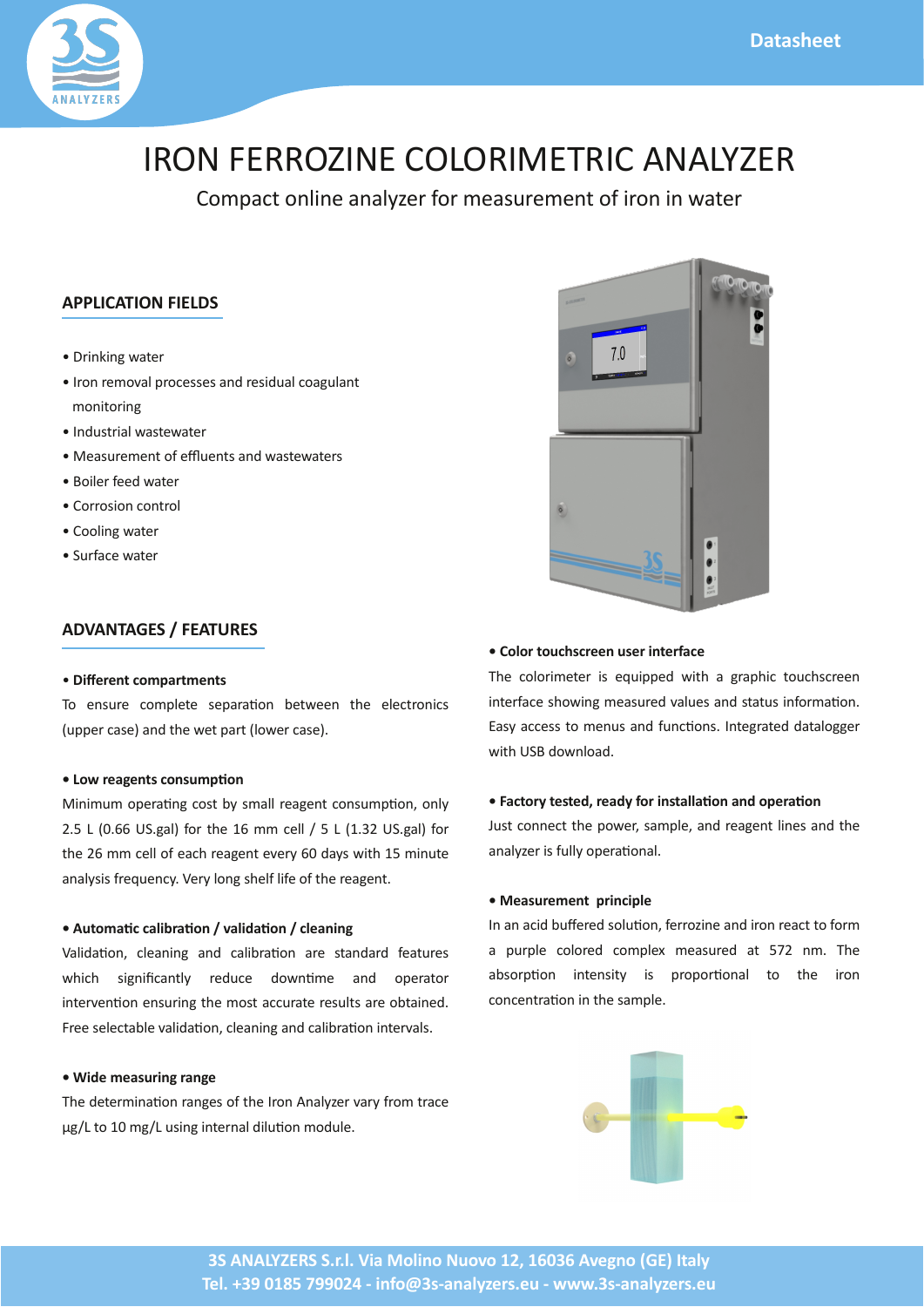# IRON FERROZINE COLORIMETRIC ANALYZER

Compact online analyzer for measurement of iron in water

## APPLICATION FIELDS

- Drinking water
- Iron removal processes and residual coagulant monitoring
- Industrial wastewater
- Measurement of effluents and wastewaters
- Boiler feed water
- Corrosion control
- Cooling water
- Surface water

## ADVANTAGES / FEATURES

**• Different compartments**

To ensure complete separation between the electronics (upper case) and the wet part (lower case).

**• Low reagents consumption**

Minimum operating cost by small reagent consumption, only 2.5 L (0.66 US.gal) for the 16 mm cell / 5 L (1.32 US.gal) for the 26 mm cell of each reagent every 60 days with 15 minute analysis frequency. Very long shelf life of the reagent.

**• Automatic calibration / validation / cleaning**

Validation, cleaning and calibration are standard features which significantly reduce downtime and operator intervention ensuring the most accurate results are obtained. Free selectable validation, cleaning and calibration intervals.

**• Wide measuring range**

The determination ranges of the Iron Analyzer vary from trace µg/L to 10 mg/L using internal dilution module.

**• Color touchscreen user interface**

The colorimeter is equipped with a graphic touchscreen interface showing measured values and status information. Easy access to menus and functions. Integrated datalogger with USB download.

**• Factory tested, ready for installation and operation**

Just connect the power, sample, and reagent lines and the analyzer is fully operational.

**• Measurement principle**

In an acid buffered solution, ferrozine and iron react to form a purple colored complex measured at 572 nm. The absorption intensity is proportional to the iron concentration in the sample.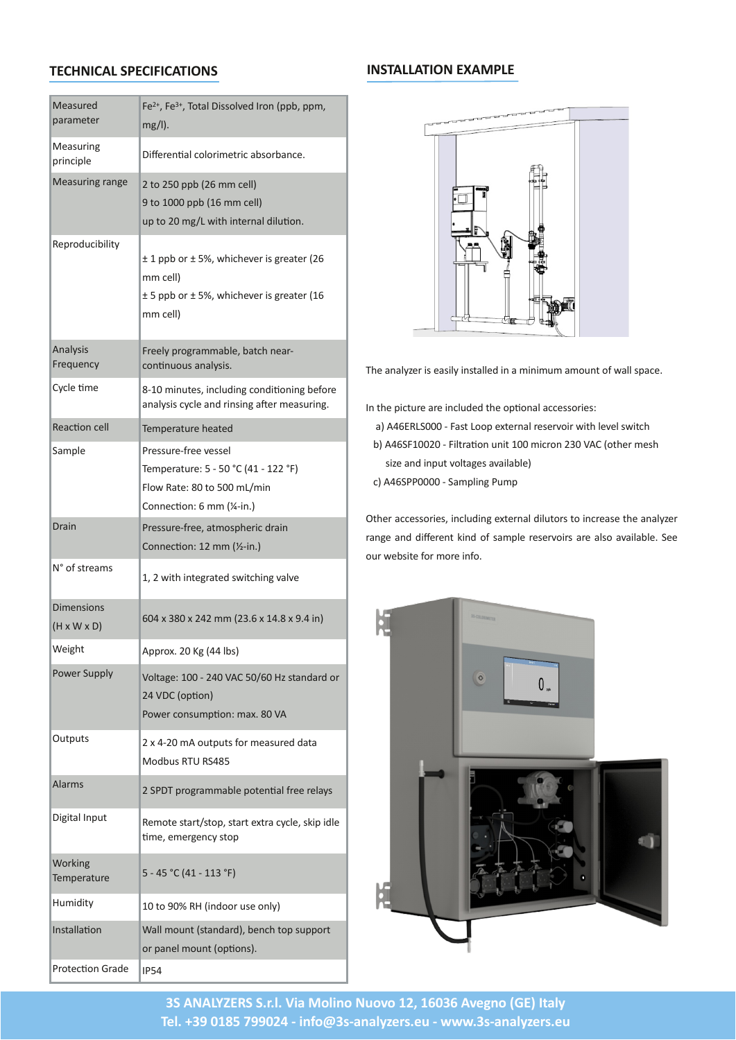## TECHNICAL SPECIFICATIONS

| | |
|---|---|
| Measured parameter | $Fe^{2+}$, $Fe^{3+}$, Total Dissolved Iron (ppb, ppm, mg/l). |
| Measuring principle | Differential colorimetric absorbance. |
| Measuring range | 2 to 250 ppb (26 mm cell)<br>9 to 1000 ppb (16 mm cell)<br>up to 20 mg/L with internal dilution. |
| Reproducibility | ± 1 ppb or ± 5%, whichever is greater (26 mm cell)<br>± 5 ppb or ± 5%, whichever is greater (16 mm cell) |
| Analysis Frequency | Freely programmable, batch near-continuous analysis. |
| Cycle time | 8-10 minutes, including conditioning before analysis cycle and rinsing after measuring. |
| Reaction cell | Temperature heated |
| Sample | Pressure-free vessel<br>Temperature: 5 - 50 °C (41 - 122 °F)<br>Flow Rate: 80 to 500 mL/min<br>Connection: 6 mm (¼-in.) |
| Drain | Pressure-free, atmospheric drain<br>Connection: 12 mm (½-in.) |
| N° of streams | 1, 2 with integrated switching valve |
| Dimensions (H x W x D) | 604 x 380 x 242 mm (23.6 x 14.8 x 9.4 in) |
| Weight | Approx. 20 Kg (44 lbs) |
| Power Supply | Voltage: 100 - 240 VAC 50/60 Hz standard or 24 VDC (option)<br>Power consumption: max. 80 VA |
| Outputs | 2 x 4-20 mA outputs for measured data<br>Modbus RTU RS485 |
| Alarms | 2 SPDT programmable potential free relays |
| Digital Input | Remote start/stop, start extra cycle, skip idle time, emergency stop |
| Working Temperature | 5 - 45 °C (41 - 113 °F) |
| Humidity | 10 to 90% RH (indoor use only) |
| Installation | Wall mount (standard), bench top support or panel mount (options). |
| Protection Grade | IP54 |

## INSTALLATION EXAMPLE

The analyzer is easily installed in a minimum amount of wall space.

In the picture are included the optional accessories:

a) A46ERLS000 - Fast Loop external reservoir with level switch
b) A46SF10020 - Filtration unit 100 micron 230 VAC (other mesh size and input voltages available)
c) A46SPP0000 - Sampling Pump

Other accessories, including external dilutors to increase the analyzer range and different kind of sample reservoirs are also available. See our website for more info.

**3S ANALYZERS S.r.l. Via Molino Nuovo 12, 16036 Avegno (GE) Italy**
**Tel. +39 0185 799024 - info@3s-analyzers.eu - www.3s-analyzers.eu**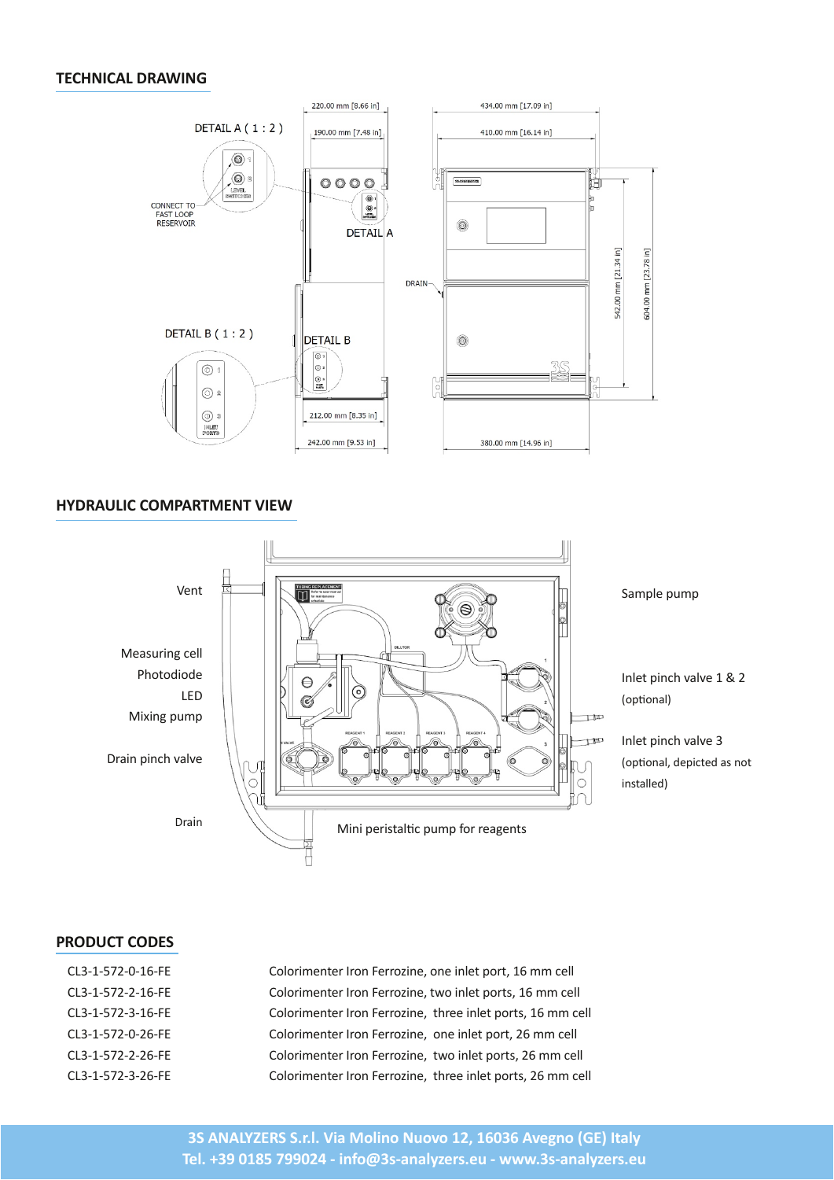## TECHNICAL DRAWING

DETAIL A ( 1 : 2 )

CONNECT TO FAST LOOP RESERVOIR

LEVEL SWITCHES

DETAIL A

DETAIL B ( 1 : 2 )

INLET PORTS

DETAIL B

DRAIN

220.00 mm [8.66 in]

190.00 mm [7.48 in]

434.00 mm [17.09 in]

410.00 mm [16.14 in]

542.00 mm [21.34 in]

604.00 mm [23.78 in]

212.00 mm [8.35 in]

242.00 mm [9.53 in]

380.00 mm [14.96 in]

## HYDRAULIC COMPARTMENT VIEW

Vent

Measuring cell

Photodiode

LED

Mixing pump

Drain pinch valve

Drain

Sample pump

Inlet pinch valve 1 & 2 (optional)

Inlet pinch valve 3 (optional, depicted as not installed)

Mini peristaltic pump for reagents

## PRODUCT CODES

| | |
|---|---|
| CL3-1-572-0-16-FE | Colorimenter Iron Ferrozine, one inlet port, 16 mm cell |
| CL3-1-572-2-16-FE | Colorimenter Iron Ferrozine, two inlet ports, 16 mm cell |
| CL3-1-572-3-16-FE | Colorimenter Iron Ferrozine, three inlet ports, 16 mm cell |
| CL3-1-572-0-26-FE | Colorimenter Iron Ferrozine, one inlet port, 26 mm cell |
| CL3-1-572-2-26-FE | Colorimenter Iron Ferrozine, two inlet ports, 26 mm cell |
| CL3-1-572-3-26-FE | Colorimenter Iron Ferrozine, three inlet ports, 26 mm cell |

**3S ANALYZERS S.r.l. Via Molino Nuovo 12, 16036 Avegno (GE) Italy**
**Tel. +39 0185 799024 - info@3s-analyzers.eu - www.3s-analyzers.eu**